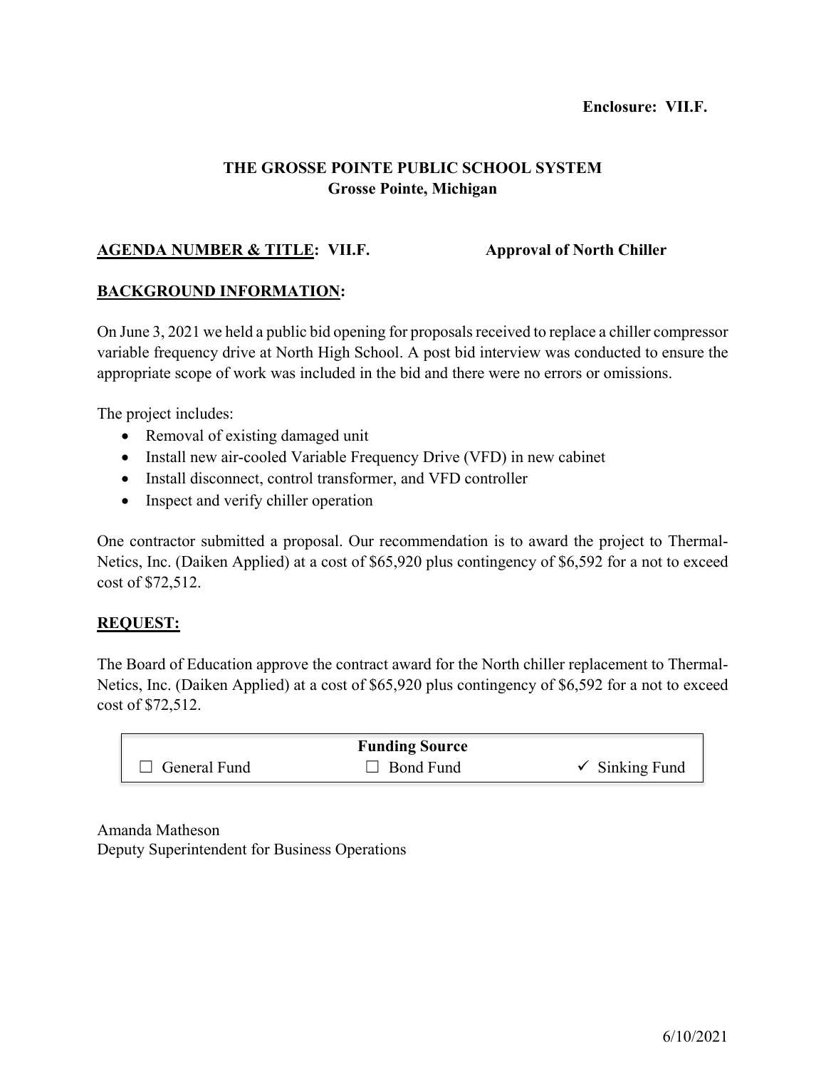**Enclosure: VII.F.**

# THE GROSSE POINTE PUBLIC SCHOOL SYSTEM
## Grosse Pointe, Michigan

**AGENDA NUMBER & TITLE: VII.F.** **Approval of North Chiller**

**BACKGROUND INFORMATION:**

On June 3, 2021 we held a public bid opening for proposals received to replace a chiller compressor variable frequency drive at North High School. A post bid interview was conducted to ensure the appropriate scope of work was included in the bid and there were no errors or omissions.

The project includes:

- Removal of existing damaged unit
- Install new air-cooled Variable Frequency Drive (VFD) in new cabinet
- Install disconnect, control transformer, and VFD controller
- Inspect and verify chiller operation

One contractor submitted a proposal. Our recommendation is to award the project to Thermal-Netics, Inc. (Daiken Applied) at a cost of $65,920 plus contingency of $6,592 for a not to exceed cost of $72,512.

**REQUEST:**

The Board of Education approve the contract award for the North chiller replacement to Thermal-Netics, Inc. (Daiken Applied) at a cost of $65,920 plus contingency of $6,592 for a not to exceed cost of $72,512.

| Funding Source | | |
|---|---|---|
| ☐ General Fund | ☐ Bond Fund | ✓ Sinking Fund |

Amanda Matheson
Deputy Superintendent for Business Operations

6/10/2021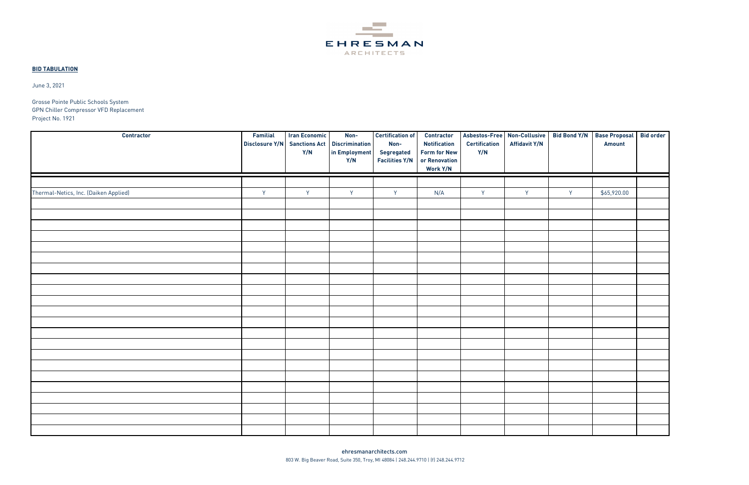EHRESMAN
ARCHITECTS

**BID TABULATION**

June 3, 2021

Grosse Pointe Public Schools System
GPN Chiller Compressor VFD Replacement
Project No. 1921

| Contractor | Familial Disclosure Y/N | Iran Economic Sanctions Act Y/N | Non-Discrimination in Employment Y/N | Certification of Non-Segregated Facilities Y/N | Contractor Notification Form for New or Renovation Work Y/N | Asbestos-Free Certification Y/N | Non-Collusive Affidavit Y/N | Bid Bond Y/N | Base Proposal Amount | Bid order |
|---|---|---|---|---|---|---|---|---|---|---|
| | | | | | | | | | | |
| Thermal-Netics, Inc. (Daiken Applied) | Y | Y | Y | Y | N/A | Y | Y | Y | $65,920.00 | |
| | | | | | | | | | | |
| | | | | | | | | | | |
| | | | | | | | | | | |
| | | | | | | | | | | |
| | | | | | | | | | | |
| | | | | | | | | | | |
| | | | | | | | | | | |
| | | | | | | | | | | |
| | | | | | | | | | | |
| | | | | | | | | | | |
| | | | | | | | | | | |
| | | | | | | | | | | |
| | | | | | | | | | | |
| | | | | | | | | | | |
| | | | | | | | | | | |
| | | | | | | | | | | |
| | | | | | | | | | | |
| | | | | | | | | | | |
| | | | | | | | | | | |
| | | | | | | | | | | |
| | | | | | | | | | | |
| | | | | | | | | | | |

ehresmanarchitects.com
803 W. Big Beaver Road, Suite 350, Troy, MI 48084 | 248.244.9710 | (f) 248.244.9712